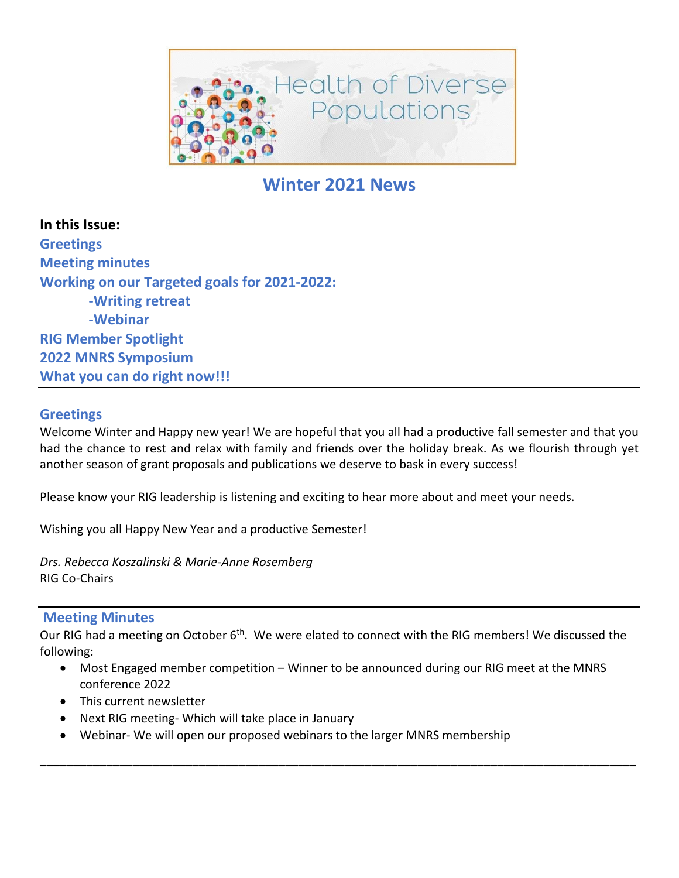# Health of Diverse Populations

## Winter 2021 News

**In this Issue:**

**Greetings**
**Meeting minutes**
**Working on our Targeted goals for 2021-2022:**
- **-Writing retreat**
- **-Webinar**

**RIG Member Spotlight**
**2022 MNRS Symposium**
**What you can do right now!!!**

---

## Greetings

Welcome Winter and Happy new year! We are hopeful that you all had a productive fall semester and that you had the chance to rest and relax with family and friends over the holiday break. As we flourish through yet another season of grant proposals and publications we deserve to bask in every success!

Please know your RIG leadership is listening and exciting to hear more about and meet your needs.

Wishing you all Happy New Year and a productive Semester!

*Drs. Rebecca Koszalinski & Marie-Anne Rosemberg*
RIG Co-Chairs

---

## Meeting Minutes

Our RIG had a meeting on October 6th. We were elated to connect with the RIG members! We discussed the following:

- Most Engaged member competition – Winner to be announced during our RIG meet at the MNRS conference 2022
- This current newsletter
- Next RIG meeting- Which will take place in January
- Webinar- We will open our proposed webinars to the larger MNRS membership

---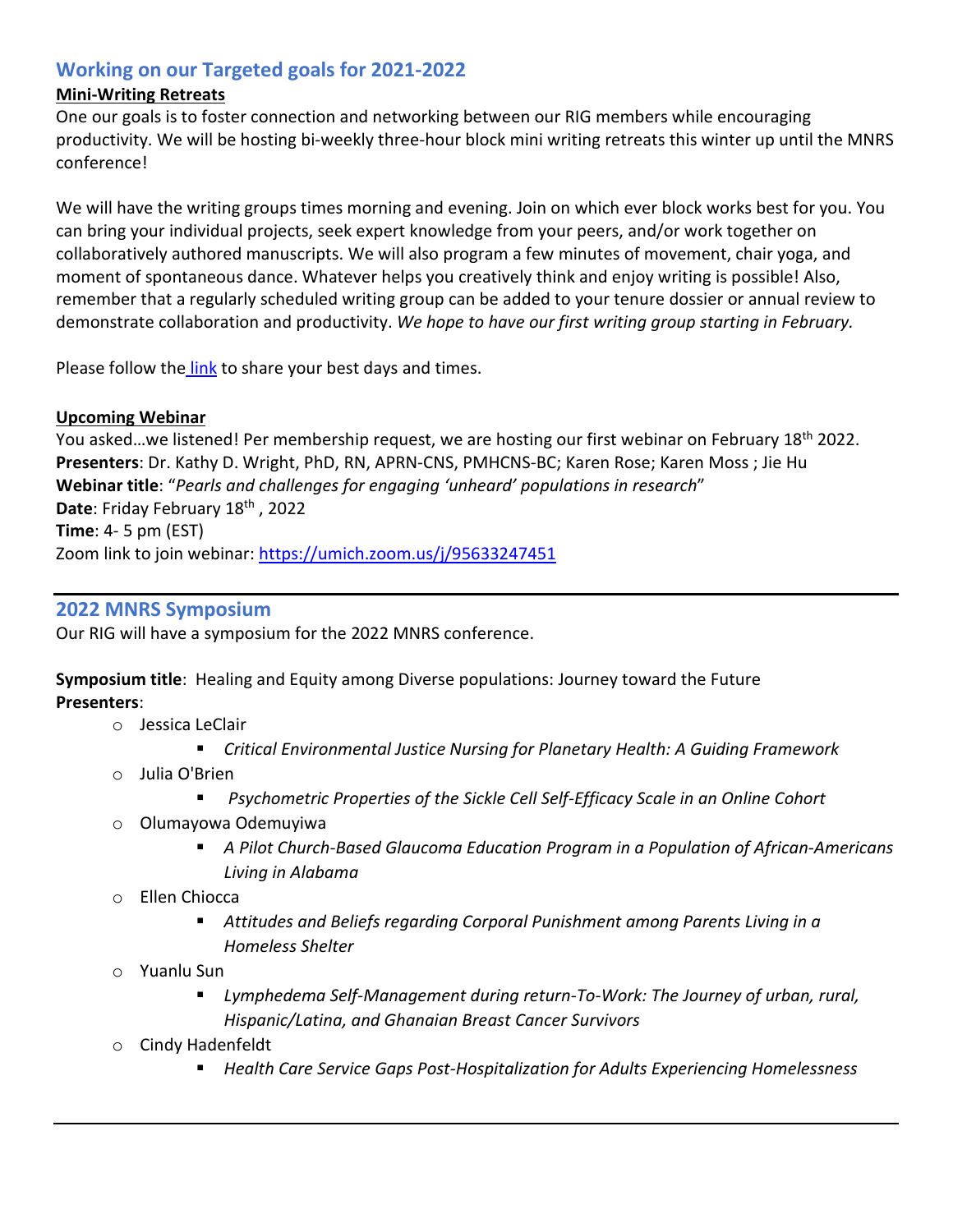## Working on our Targeted goals for 2021-2022

**Mini-Writing Retreats**

One our goals is to foster connection and networking between our RIG members while encouraging productivity. We will be hosting bi-weekly three-hour block mini writing retreats this winter up until the MNRS conference!

We will have the writing groups times morning and evening. Join on which ever block works best for you. You can bring your individual projects, seek expert knowledge from your peers, and/or work together on collaboratively authored manuscripts. We will also program a few minutes of movement, chair yoga, and moment of spontaneous dance. Whatever helps you creatively think and enjoy writing is possible! Also, remember that a regularly scheduled writing group can be added to your tenure dossier or annual review to demonstrate collaboration and productivity. *We hope to have our first writing group starting in February.*

Please follow the link to share your best days and times.

**Upcoming Webinar**

You asked…we listened! Per membership request, we are hosting our first webinar on February 18th 2022.
**Presenters**: Dr. Kathy D. Wright, PhD, RN, APRN-CNS, PMHCNS-BC; Karen Rose; Karen Moss ; Jie Hu
**Webinar title**: "*Pearls and challenges for engaging 'unheard' populations in research*"
**Date**: Friday February 18th , 2022
**Time**: 4- 5 pm (EST)
Zoom link to join webinar: https://umich.zoom.us/j/95633247451

---

## 2022 MNRS Symposium

Our RIG will have a symposium for the 2022 MNRS conference.

**Symposium title**: Healing and Equity among Diverse populations: Journey toward the Future
**Presenters**:

- Jessica LeClair
  - *Critical Environmental Justice Nursing for Planetary Health: A Guiding Framework*
- Julia O'Brien
  - *Psychometric Properties of the Sickle Cell Self-Efficacy Scale in an Online Cohort*
- Olumayowa Odemuyiwa
  - *A Pilot Church-Based Glaucoma Education Program in a Population of African-Americans Living in Alabama*
- Ellen Chiocca
  - *Attitudes and Beliefs regarding Corporal Punishment among Parents Living in a Homeless Shelter*
- Yuanlu Sun
  - *Lymphedema Self-Management during return-To-Work: The Journey of urban, rural, Hispanic/Latina, and Ghanaian Breast Cancer Survivors*
- Cindy Hadenfeldt
  - *Health Care Service Gaps Post-Hospitalization for Adults Experiencing Homelessness*

---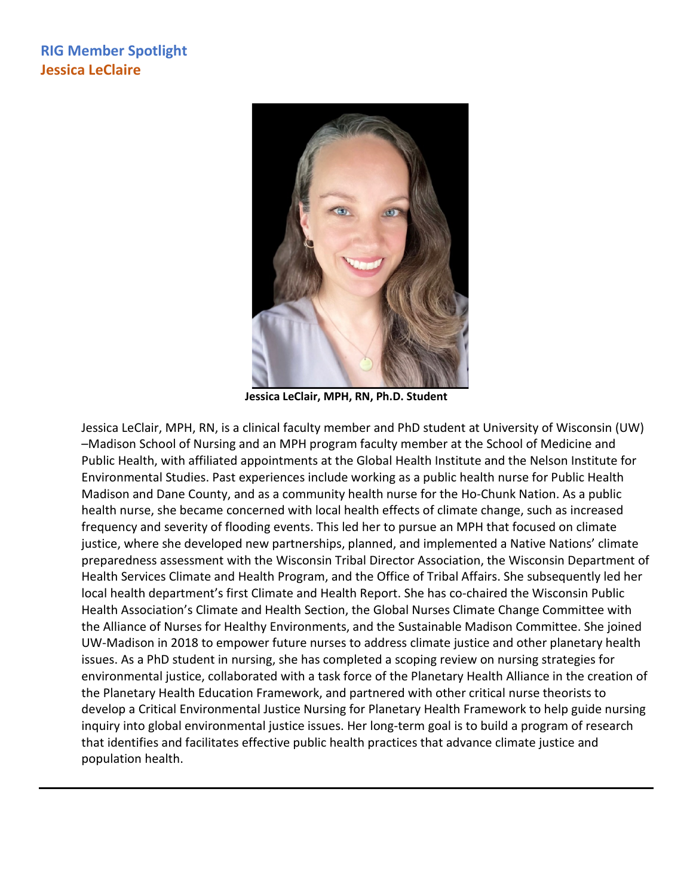## RIG Member Spotlight

## Jessica LeClaire

**Jessica LeClair, MPH, RN, Ph.D. Student**

Jessica LeClair, MPH, RN, is a clinical faculty member and PhD student at University of Wisconsin (UW) –Madison School of Nursing and an MPH program faculty member at the School of Medicine and Public Health, with affiliated appointments at the Global Health Institute and the Nelson Institute for Environmental Studies. Past experiences include working as a public health nurse for Public Health Madison and Dane County, and as a community health nurse for the Ho-Chunk Nation. As a public health nurse, she became concerned with local health effects of climate change, such as increased frequency and severity of flooding events. This led her to pursue an MPH that focused on climate justice, where she developed new partnerships, planned, and implemented a Native Nations' climate preparedness assessment with the Wisconsin Tribal Director Association, the Wisconsin Department of Health Services Climate and Health Program, and the Office of Tribal Affairs. She subsequently led her local health department's first Climate and Health Report. She has co-chaired the Wisconsin Public Health Association's Climate and Health Section, the Global Nurses Climate Change Committee with the Alliance of Nurses for Healthy Environments, and the Sustainable Madison Committee. She joined UW-Madison in 2018 to empower future nurses to address climate justice and other planetary health issues. As a PhD student in nursing, she has completed a scoping review on nursing strategies for environmental justice, collaborated with a task force of the Planetary Health Alliance in the creation of the Planetary Health Education Framework, and partnered with other critical nurse theorists to develop a Critical Environmental Justice Nursing for Planetary Health Framework to help guide nursing inquiry into global environmental justice issues. Her long-term goal is to build a program of research that identifies and facilitates effective public health practices that advance climate justice and population health.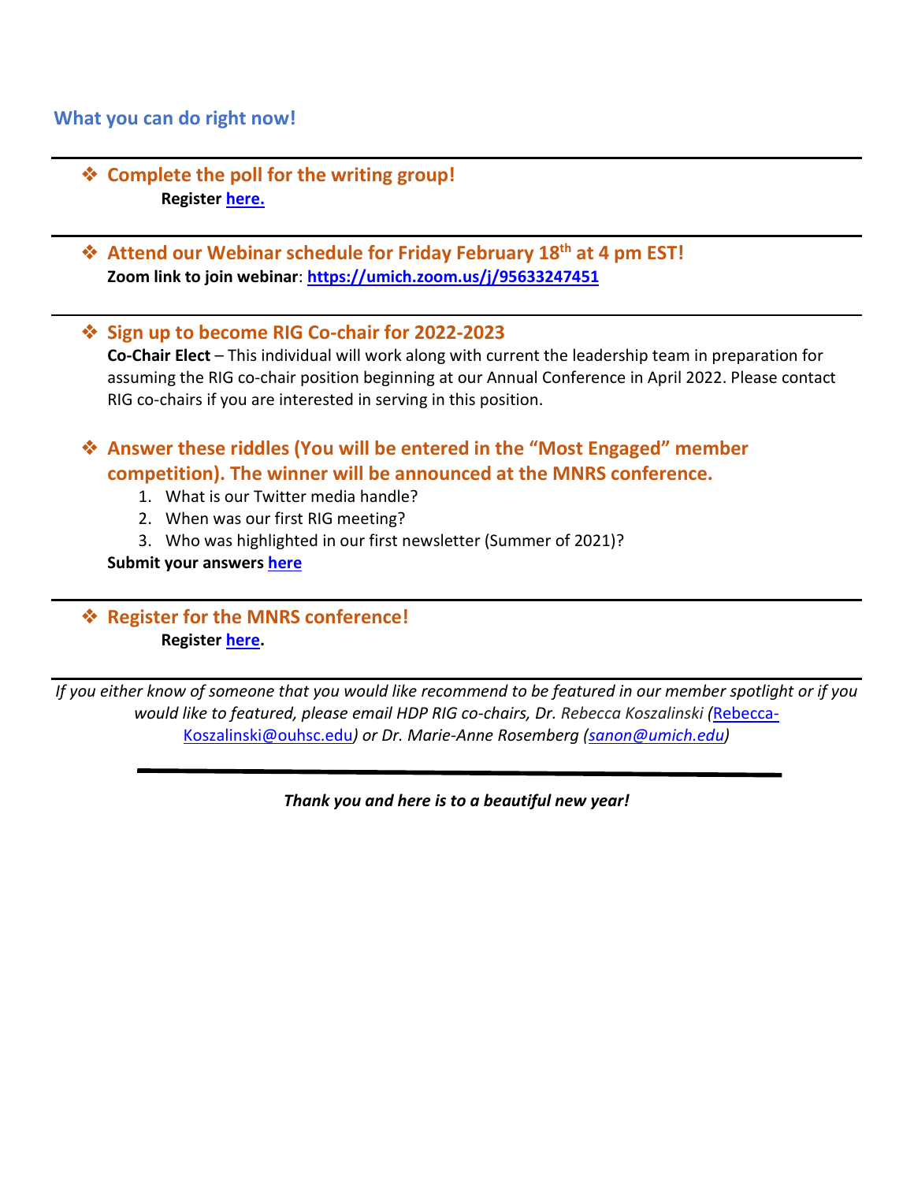## What you can do right now!

---

- **Complete the poll for the writing group!**
  **Register here.**

---

- **Attend our Webinar schedule for Friday February 18th at 4 pm EST!**
  **Zoom link to join webinar**: **https://umich.zoom.us/j/95633247451**

---

- **Sign up to become RIG Co-chair for 2022-2023**
  **Co-Chair Elect** – This individual will work along with current the leadership team in preparation for assuming the RIG co-chair position beginning at our Annual Conference in April 2022. Please contact RIG co-chairs if you are interested in serving in this position.

- **Answer these riddles (You will be entered in the "Most Engaged" member competition). The winner will be announced at the MNRS conference.**
  1. What is our Twitter media handle?
  2. When was our first RIG meeting?
  3. Who was highlighted in our first newsletter (Summer of 2021)?

  **Submit your answers here**

---

- **Register for the MNRS conference!**
  **Register here.**

---

*If you either know of someone that you would like recommend to be featured in our member spotlight or if you would like to featured, please email HDP RIG co-chairs, Dr. Rebecca Koszalinski (Rebecca-Koszalinski@ouhsc.edu) or Dr. Marie-Anne Rosemberg (sanon@umich.edu)*

---

***Thank you and here is to a beautiful new year!***